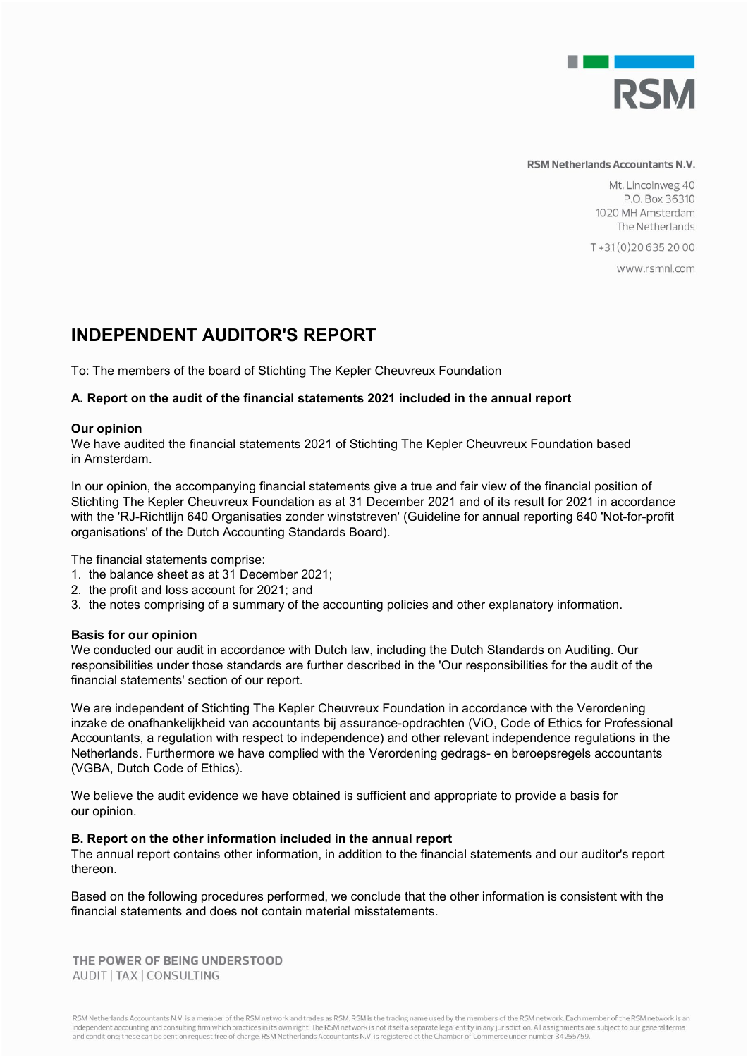RSM Netherlands Accountants N.V.

Mt. Lincolnweg 40
P.O. Box 36310
1020 MH Amsterdam
The Netherlands

T +31 (0)20 635 20 00

www.rsmnl.com

# INDEPENDENT AUDITOR'S REPORT

To: The members of the board of Stichting The Kepler Cheuvreux Foundation

## A. Report on the audit of the financial statements 2021 included in the annual report

**Our opinion**
We have audited the financial statements 2021 of Stichting The Kepler Cheuvreux Foundation based in Amsterdam.

In our opinion, the accompanying financial statements give a true and fair view of the financial position of Stichting The Kepler Cheuvreux Foundation as at 31 December 2021 and of its result for 2021 in accordance with the 'RJ-Richtlijn 640 Organisaties zonder winststreven' (Guideline for annual reporting 640 'Not-for-profit organisations' of the Dutch Accounting Standards Board).

The financial statements comprise:

1. the balance sheet as at 31 December 2021;
2. the profit and loss account for 2021; and
3. the notes comprising of a summary of the accounting policies and other explanatory information.

**Basis for our opinion**
We conducted our audit in accordance with Dutch law, including the Dutch Standards on Auditing. Our responsibilities under those standards are further described in the 'Our responsibilities for the audit of the financial statements' section of our report.

We are independent of Stichting The Kepler Cheuvreux Foundation in accordance with the Verordening inzake de onafhankelijkheid van accountants bij assurance-opdrachten (ViO, Code of Ethics for Professional Accountants, a regulation with respect to independence) and other relevant independence regulations in the Netherlands. Furthermore we have complied with the Verordening gedrags- en beroepsregels accountants (VGBA, Dutch Code of Ethics).

We believe the audit evidence we have obtained is sufficient and appropriate to provide a basis for our opinion.

## B. Report on the other information included in the annual report

The annual report contains other information, in addition to the financial statements and our auditor's report thereon.

Based on the following procedures performed, we conclude that the other information is consistent with the financial statements and does not contain material misstatements.

THE POWER OF BEING UNDERSTOOD
AUDIT | TAX | CONSULTING

RSM Netherlands Accountants N.V. is a member of the RSM network and trades as RSM. RSM is the trading name used by the members of the RSM network. Each member of the RSM network is an independent accounting and consulting firm which practices in its own right. The RSM network is not itself a separate legal entity in any jurisdiction. All assignments are subject to our general terms and conditions; these can be sent on request free of charge. RSM Netherlands Accountants N.V. is registered at the Chamber of Commerce under number 34255759.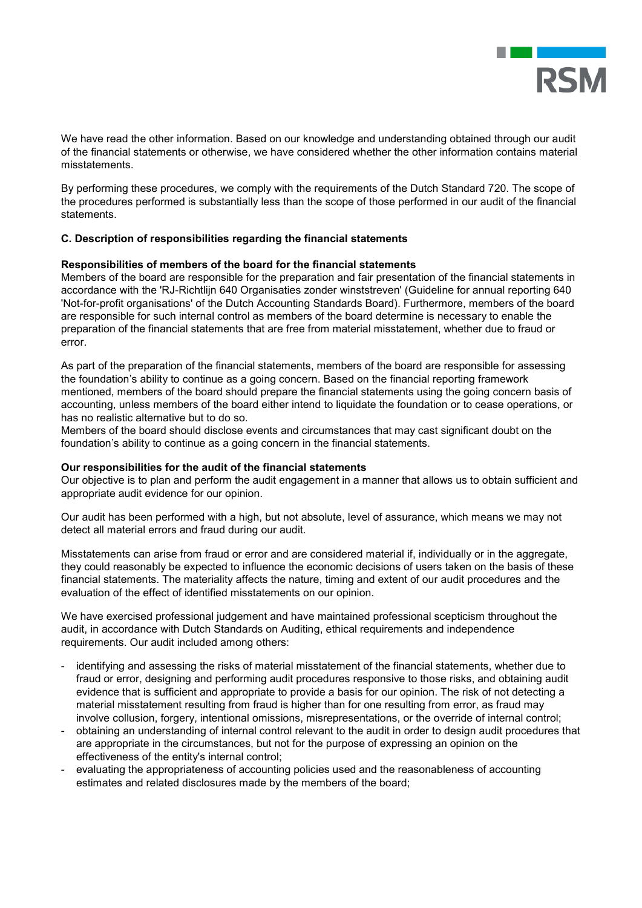We have read the other information. Based on our knowledge and understanding obtained through our audit of the financial statements or otherwise, we have considered whether the other information contains material misstatements.

By performing these procedures, we comply with the requirements of the Dutch Standard 720. The scope of the procedures performed is substantially less than the scope of those performed in our audit of the financial statements.

**C. Description of responsibilities regarding the financial statements**

**Responsibilities of members of the board for the financial statements**

Members of the board are responsible for the preparation and fair presentation of the financial statements in accordance with the 'RJ-Richtlijn 640 Organisaties zonder winststreven' (Guideline for annual reporting 640 'Not-for-profit organisations' of the Dutch Accounting Standards Board). Furthermore, members of the board are responsible for such internal control as members of the board determine is necessary to enable the preparation of the financial statements that are free from material misstatement, whether due to fraud or error.

As part of the preparation of the financial statements, members of the board are responsible for assessing the foundation's ability to continue as a going concern. Based on the financial reporting framework mentioned, members of the board should prepare the financial statements using the going concern basis of accounting, unless members of the board either intend to liquidate the foundation or to cease operations, or has no realistic alternative but to do so.
Members of the board should disclose events and circumstances that may cast significant doubt on the foundation's ability to continue as a going concern in the financial statements.

**Our responsibilities for the audit of the financial statements**

Our objective is to plan and perform the audit engagement in a manner that allows us to obtain sufficient and appropriate audit evidence for our opinion.

Our audit has been performed with a high, but not absolute, level of assurance, which means we may not detect all material errors and fraud during our audit.

Misstatements can arise from fraud or error and are considered material if, individually or in the aggregate, they could reasonably be expected to influence the economic decisions of users taken on the basis of these financial statements. The materiality affects the nature, timing and extent of our audit procedures and the evaluation of the effect of identified misstatements on our opinion.

We have exercised professional judgement and have maintained professional scepticism throughout the audit, in accordance with Dutch Standards on Auditing, ethical requirements and independence requirements. Our audit included among others:

- identifying and assessing the risks of material misstatement of the financial statements, whether due to fraud or error, designing and performing audit procedures responsive to those risks, and obtaining audit evidence that is sufficient and appropriate to provide a basis for our opinion. The risk of not detecting a material misstatement resulting from fraud is higher than for one resulting from error, as fraud may involve collusion, forgery, intentional omissions, misrepresentations, or the override of internal control;
- obtaining an understanding of internal control relevant to the audit in order to design audit procedures that are appropriate in the circumstances, but not for the purpose of expressing an opinion on the effectiveness of the entity's internal control;
- evaluating the appropriateness of accounting policies used and the reasonableness of accounting estimates and related disclosures made by the members of the board;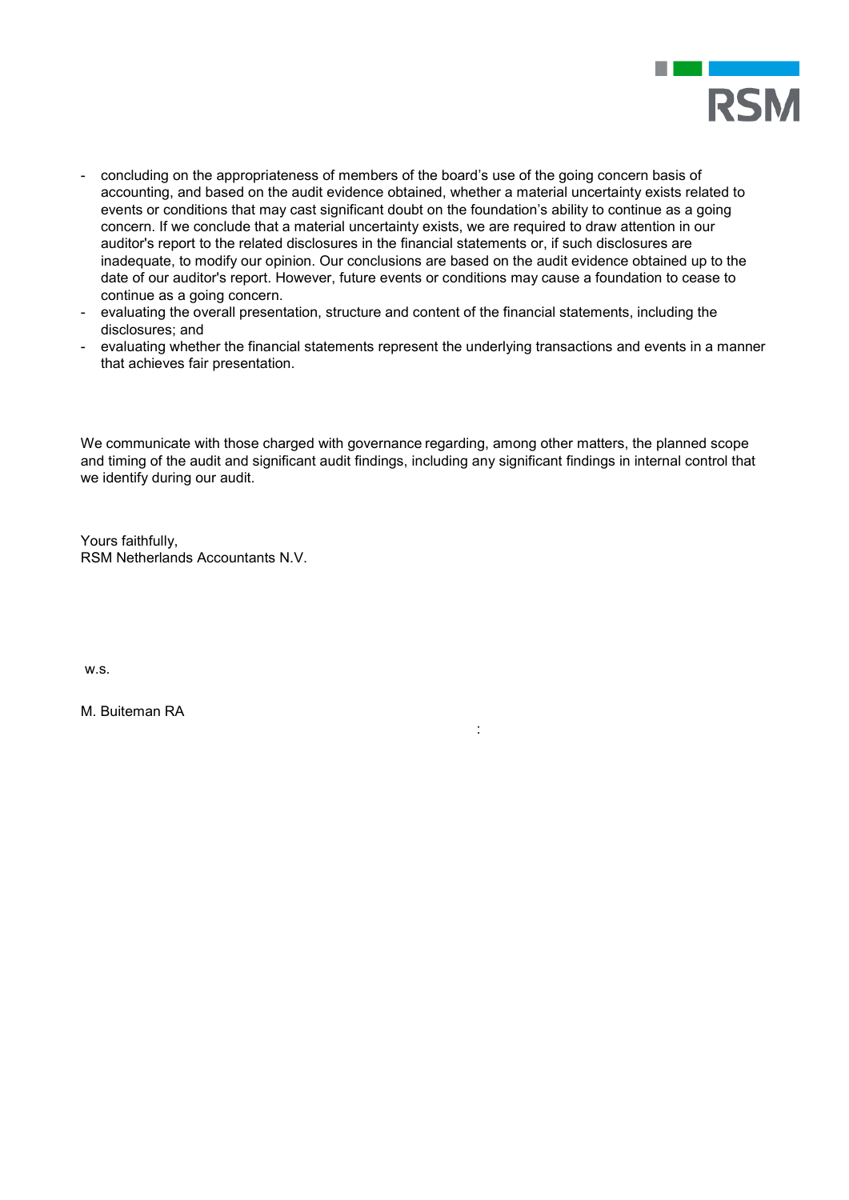- concluding on the appropriateness of members of the board's use of the going concern basis of accounting, and based on the audit evidence obtained, whether a material uncertainty exists related to events or conditions that may cast significant doubt on the foundation's ability to continue as a going concern. If we conclude that a material uncertainty exists, we are required to draw attention in our auditor's report to the related disclosures in the financial statements or, if such disclosures are inadequate, to modify our opinion. Our conclusions are based on the audit evidence obtained up to the date of our auditor's report. However, future events or conditions may cause a foundation to cease to continue as a going concern.
- evaluating the overall presentation, structure and content of the financial statements, including the disclosures; and
- evaluating whether the financial statements represent the underlying transactions and events in a manner that achieves fair presentation.

We communicate with those charged with governance regarding, among other matters, the planned scope and timing of the audit and significant audit findings, including any significant findings in internal control that we identify during our audit.

Yours faithfully,
RSM Netherlands Accountants N.V.

w.s.

M. Buiteman RA